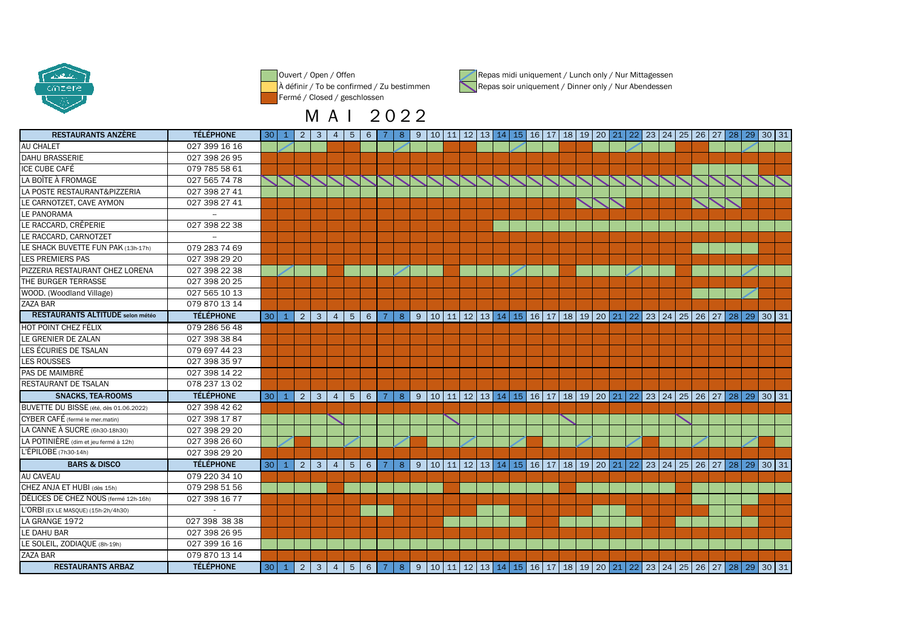Ouvert / Open / Offen
À définir / To be confirmed / Zu bestimmen
Fermé / Closed / geschlossen

Repas midi uniquement / Lunch only / Nur Mittagessen
Repas soir uniquement / Dinner only / Nur Abendessen

# MAI 2022

| RESTAURANTS ANZÈRE | TÉLÉPHONE | 30 | 1 | 2 | 3 | 4 | 5 | 6 | 7 | 8 | 9 | 10 | 11 | 12 | 13 | 14 | 15 | 16 | 17 | 18 | 19 | 20 | 21 | 22 | 23 | 24 | 25 | 26 | 27 | 28 | 29 | 30 | 31 |
|---|---|---|---|---|---|---|---|---|---|---|---|---|---|---|---|---|---|---|---|---|---|---|---|---|---|---|---|---|---|---|---|---|---|
| AU CHALET | 027 399 16 16 | | | | | | | | | | | | | | | | | | | | | | | | | | | | | | | | |
| DAHU BRASSERIE | 027 398 26 95 | | | | | | | | | | | | | | | | | | | | | | | | | | | | | | | | |
| ICE CUBE CAFÉ | 079 785 58 61 | | | | | | | | | | | | | | | | | | | | | | | | | | | | | | | | |
| LA BOÎTE À FROMAGE | 027 565 74 78 | | | | | | | | | | | | | | | | | | | | | | | | | | | | | | | | |
| LA POSTE RESTAURANT&PIZZERIA | 027 398 27 41 | | | | | | | | | | | | | | | | | | | | | | | | | | | | | | | | |
| LE CARNOTZET, CAVE AYMON | 027 398 27 41 | | | | | | | | | | | | | | | | | | | | | | | | | | | | | | | | |
| LE PANORAMA | – | | | | | | | | | | | | | | | | | | | | | | | | | | | | | | | | |
| LE RACCARD, CRÊPERIE | 027 398 22 38 | | | | | | | | | | | | | | | | | | | | | | | | | | | | | | | | |
| LE RACCARD, CARNOTZET | – | | | | | | | | | | | | | | | | | | | | | | | | | | | | | | | | |
| LE SHACK BUVETTE FUN PAK (13h-17h) | 079 283 74 69 | | | | | | | | | | | | | | | | | | | | | | | | | | | | | | | | |
| LES PREMIERS PAS | 027 398 29 20 | | | | | | | | | | | | | | | | | | | | | | | | | | | | | | | | |
| PIZZERIA RESTAURANT CHEZ LORENA | 027 398 22 38 | | | | | | | | | | | | | | | | | | | | | | | | | | | | | | | | |
| THE BURGER TERRASSE | 027 398 20 25 | | | | | | | | | | | | | | | | | | | | | | | | | | | | | | | | |
| WOOD. (Woodland Village) | 027 565 10 13 | | | | | | | | | | | | | | | | | | | | | | | | | | | | | | | | |
| ZAZA BAR | 079 870 13 14 | | | | | | | | | | | | | | | | | | | | | | | | | | | | | | | | |
| **RESTAURANTS ALTITUDE selon météo** | **TÉLÉPHONE** | 30 | 1 | 2 | 3 | 4 | 5 | 6 | 7 | 8 | 9 | 10 | 11 | 12 | 13 | 14 | 15 | 16 | 17 | 18 | 19 | 20 | 21 | 22 | 23 | 24 | 25 | 26 | 27 | 28 | 29 | 30 | 31 |
| HOT POINT CHEZ FÉLIX | 079 286 56 48 | | | | | | | | | | | | | | | | | | | | | | | | | | | | | | | | |
| LE GRENIER DE ZALAN | 027 398 38 84 | | | | | | | | | | | | | | | | | | | | | | | | | | | | | | | | |
| LES ÉCURIES DE TSALAN | 079 697 44 23 | | | | | | | | | | | | | | | | | | | | | | | | | | | | | | | | |
| LES ROUSSES | 027 398 35 97 | | | | | | | | | | | | | | | | | | | | | | | | | | | | | | | | |
| PAS DE MAIMBRÉ | 027 398 14 22 | | | | | | | | | | | | | | | | | | | | | | | | | | | | | | | | |
| RESTAURANT DE TSALAN | 078 237 13 02 | | | | | | | | | | | | | | | | | | | | | | | | | | | | | | | | |
| **SNACKS, TEA-ROOMS** | **TÉLÉPHONE** | 30 | 1 | 2 | 3 | 4 | 5 | 6 | 7 | 8 | 9 | 10 | 11 | 12 | 13 | 14 | 15 | 16 | 17 | 18 | 19 | 20 | 21 | 22 | 23 | 24 | 25 | 26 | 27 | 28 | 29 | 30 | 31 |
| BUVETTE DU BISSE (été, dès 01.06.2022) | 027 398 42 62 | | | | | | | | | | | | | | | | | | | | | | | | | | | | | | | | |
| CYBER CAFÉ (fermé le mer.matin) | 027 398 17 87 | | | | | | | | | | | | | | | | | | | | | | | | | | | | | | | | |
| LA CANNE À SUCRE (6h30-18h30) | 027 398 29 20 | | | | | | | | | | | | | | | | | | | | | | | | | | | | | | | | |
| LA POTINIÈRE (dim et jeu fermé à 12h) | 027 398 26 60 | | | | | | | | | | | | | | | | | | | | | | | | | | | | | | | | |
| L'ÉPILOBE (7h30-14h) | 027 398 29 20 | | | | | | | | | | | | | | | | | | | | | | | | | | | | | | | | |
| **BARS & DISCO** | **TÉLÉPHONE** | 30 | 1 | 2 | 3 | 4 | 5 | 6 | 7 | 8 | 9 | 10 | 11 | 12 | 13 | 14 | 15 | 16 | 17 | 18 | 19 | 20 | 21 | 22 | 23 | 24 | 25 | 26 | 27 | 28 | 29 | 30 | 31 |
| AU CAVEAU | 079 220 34 10 | | | | | | | | | | | | | | | | | | | | | | | | | | | | | | | | |
| CHEZ ANJA ET HUBI (dès 15h) | 079 298 51 56 | | | | | | | | | | | | | | | | | | | | | | | | | | | | | | | | |
| DÉLICES DE CHEZ NOUS (fermé 12h-16h) | 027 398 16 77 | | | | | | | | | | | | | | | | | | | | | | | | | | | | | | | | |
| L'ORBI (EX LE MASQUE) (15h-2h/4h30) | - | | | | | | | | | | | | | | | | | | | | | | | | | | | | | | | | |
| LA GRANGE 1972 | 027 398 38 38 | | | | | | | | | | | | | | | | | | | | | | | | | | | | | | | | |
| LE DAHU BAR | 027 398 26 95 | | | | | | | | | | | | | | | | | | | | | | | | | | | | | | | | |
| LE SOLEIL, ZODIAQUE (8h-19h) | 027 399 16 16 | | | | | | | | | | | | | | | | | | | | | | | | | | | | | | | | |
| ZAZA BAR | 079 870 13 14 | | | | | | | | | | | | | | | | | | | | | | | | | | | | | | | | |
| **RESTAURANTS ARBAZ** | **TÉLÉPHONE** | 30 | 1 | 2 | 3 | 4 | 5 | 6 | 7 | 8 | 9 | 10 | 11 | 12 | 13 | 14 | 15 | 16 | 17 | 18 | 19 | 20 | 21 | 22 | 23 | 24 | 25 | 26 | 27 | 28 | 29 | 30 | 31 |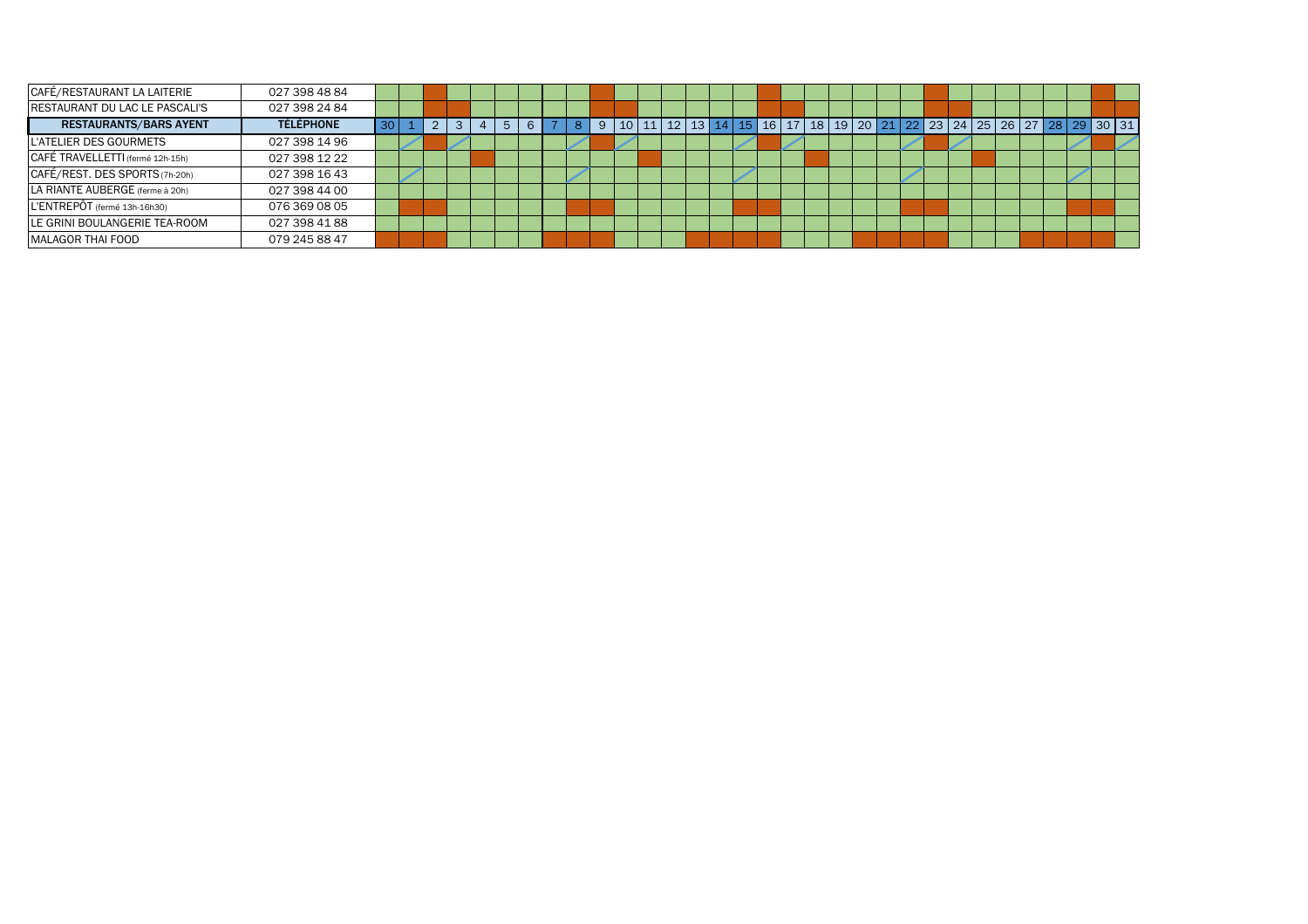| | | | | | | | | | | | | | | | | | | | | | | | | | | | | | | | | | |
|---|---|---|---|---|---|---|---|---|---|---|---|---|---|---|---|---|---|---|---|---|---|---|---|---|---|---|---|---|---|---|---|---|---|
| CAFÉ/RESTAURANT LA LAITERIE | 027 398 48 84 | | | | | | | | | | | | | | | | | | | | | | | | | | | | | | | | |
| RESTAURANT DU LAC LE PASCALI'S | 027 398 24 84 | | | | | | | | | | | | | | | | | | | | | | | | | | | | | | | | |
| **RESTAURANTS/BARS AYENT** | **TÉLÉPHONE** | 30 | 1 | 2 | 3 | 4 | 5 | 6 | 7 | 8 | 9 | 10 | 11 | 12 | 13 | 14 | 15 | 16 | 17 | 18 | 19 | 20 | 21 | 22 | 23 | 24 | 25 | 26 | 27 | 28 | 29 | 30 | 31 |
| L'ATELIER DES GOURMETS | 027 398 14 96 | | | | | | | | | | | | | | | | | | | | | | | | | | | | | | | | |
| CAFÉ TRAVELLETTI (fermé 12h-15h) | 027 398 12 22 | | | | | | | | | | | | | | | | | | | | | | | | | | | | | | | | |
| CAFÉ/REST. DES SPORTS (7h-20h) | 027 398 16 43 | | | | | | | | | | | | | | | | | | | | | | | | | | | | | | | | |
| LA RIANTE AUBERGE (ferme à 20h) | 027 398 44 00 | | | | | | | | | | | | | | | | | | | | | | | | | | | | | | | | |
| L'ENTREPÔT (fermé 13h-16h30) | 076 369 08 05 | | | | | | | | | | | | | | | | | | | | | | | | | | | | | | | | |
| LE GRINI BOULANGERIE TEA-ROOM | 027 398 41 88 | | | | | | | | | | | | | | | | | | | | | | | | | | | | | | | | |
| MALAGOR THAI FOOD | 079 245 88 47 | | | | | | | | | | | | | | | | | | | | | | | | | | | | | | | | |